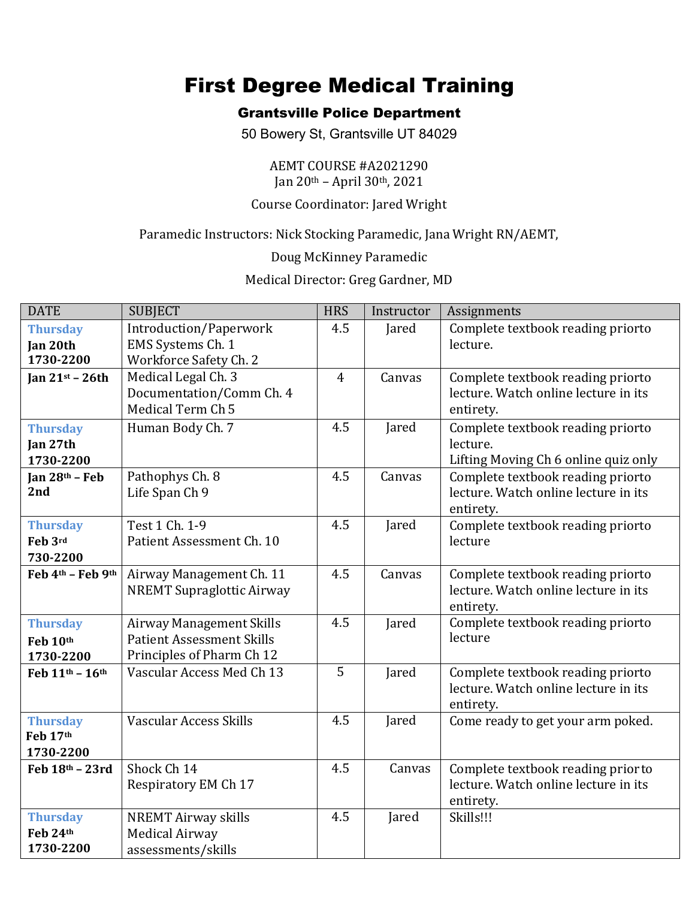# First Degree Medical Training

## Grantsville Police Department

50 Bowery St, Grantsville UT 84029

AEMT COURSE #A2021290
Jan 20th – April 30th, 2021

Course Coordinator: Jared Wright

Paramedic Instructors: Nick Stocking Paramedic, Jana Wright RN/AEMT,

Doug McKinney Paramedic

Medical Director: Greg Gardner, MD

| DATE | SUBJECT | HRS | Instructor | Assignments |
|---|---|---|---|---|
| Thursday Jan 20th 1730-2200 | Introduction/Paperwork EMS Systems Ch. 1 Workforce Safety Ch. 2 | 4.5 | Jared | Complete textbook reading priorto lecture. |
| Jan 21st – 26th | Medical Legal Ch. 3 Documentation/Comm Ch. 4 Medical Term Ch 5 | 4 | Canvas | Complete textbook reading priorto lecture. Watch online lecture in its entirety. |
| Thursday Jan 27th 1730-2200 | Human Body Ch. 7 | 4.5 | Jared | Complete textbook reading priorto lecture. Lifting Moving Ch 6 online quiz only |
| Jan 28th – Feb 2nd | Pathophys Ch. 8 Life Span Ch 9 | 4.5 | Canvas | Complete textbook reading priorto lecture. Watch online lecture in its entirety. |
| Thursday Feb 3rd 730-2200 | Test 1 Ch. 1-9 Patient Assessment Ch. 10 | 4.5 | Jared | Complete textbook reading priorto lecture |
| Feb 4th – Feb 9th | Airway Management Ch. 11 NREMT Supraglottic Airway | 4.5 | Canvas | Complete textbook reading priorto lecture. Watch online lecture in its entirety. |
| Thursday Feb 10th 1730-2200 | Airway Management Skills Patient Assessment Skills Principles of Pharm Ch 12 | 4.5 | Jared | Complete textbook reading priorto lecture |
| Feb 11th – 16th | Vascular Access Med Ch 13 | 5 | Jared | Complete textbook reading priorto lecture. Watch online lecture in its entirety. |
| Thursday Feb 17th 1730-2200 | Vascular Access Skills | 4.5 | Jared | Come ready to get your arm poked. |
| Feb 18th – 23rd | Shock Ch 14 Respiratory EM Ch 17 | 4.5 | Canvas | Complete textbook reading prior to lecture. Watch online lecture in its entirety. |
| Thursday Feb 24th 1730-2200 | NREMT Airway skills Medical Airway assessments/skills | 4.5 | Jared | Skills!!! |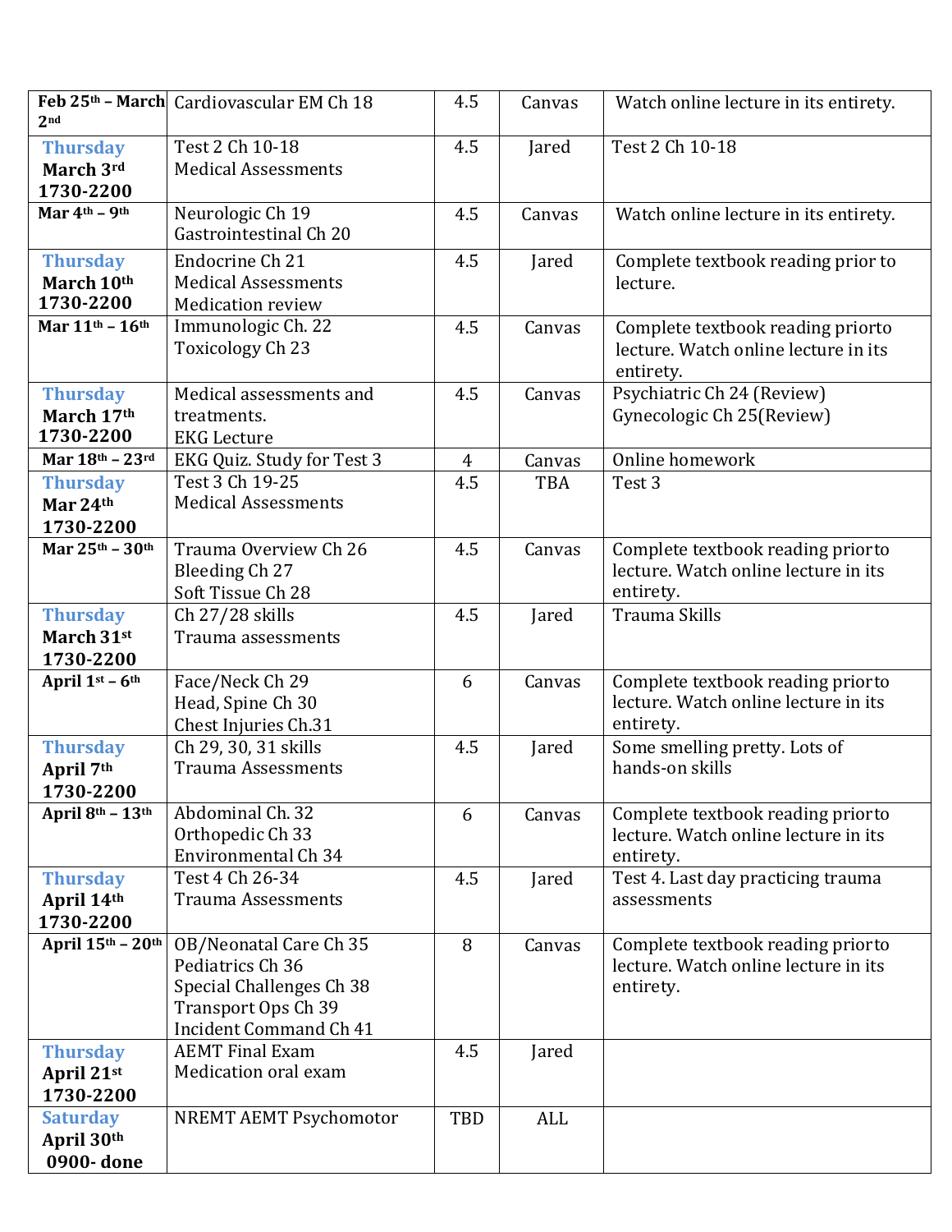| | | | | |
|---|---|---|---|---|
| **Feb 25th – March 2nd** | Cardiovascular EM Ch 18 | 4.5 | Canvas | Watch online lecture in its entirety. |
| **Thursday March 3rd 1730-2200** | Test 2 Ch 10-18<br>Medical Assessments | 4.5 | Jared | Test 2 Ch 10-18 |
| **Mar 4th – 9th** | Neurologic Ch 19<br>Gastrointestinal Ch 20 | 4.5 | Canvas | Watch online lecture in its entirety. |
| **Thursday March 10th 1730-2200** | Endocrine Ch 21<br>Medical Assessments<br>Medication review | 4.5 | Jared | Complete textbook reading prior to lecture. |
| **Mar 11th – 16th** | Immunologic Ch. 22<br>Toxicology Ch 23 | 4.5 | Canvas | Complete textbook reading priorto lecture. Watch online lecture in its entirety. |
| **Thursday March 17th 1730-2200** | Medical assessments and treatments.<br>EKG Lecture | 4.5 | Canvas | Psychiatric Ch 24 (Review)<br>Gynecologic Ch 25(Review) |
| **Mar 18th – 23rd** | EKG Quiz. Study for Test 3 | 4 | Canvas | Online homework |
| **Thursday Mar 24th 1730-2200** | Test 3 Ch 19-25<br>Medical Assessments | 4.5 | TBA | Test 3 |
| **Mar 25th – 30th** | Trauma Overview Ch 26<br>Bleeding Ch 27<br>Soft Tissue Ch 28 | 4.5 | Canvas | Complete textbook reading priorto lecture. Watch online lecture in its entirety. |
| **Thursday March 31st 1730-2200** | Ch 27/28 skills<br>Trauma assessments | 4.5 | Jared | Trauma Skills |
| **April 1st – 6th** | Face/Neck Ch 29<br>Head, Spine Ch 30<br>Chest Injuries Ch.31 | 6 | Canvas | Complete textbook reading priorto lecture. Watch online lecture in its entirety. |
| **Thursday April 7th 1730-2200** | Ch 29, 30, 31 skills<br>Trauma Assessments | 4.5 | Jared | Some smelling pretty. Lots of hands-on skills |
| **April 8th – 13th** | Abdominal Ch. 32<br>Orthopedic Ch 33<br>Environmental Ch 34 | 6 | Canvas | Complete textbook reading priorto lecture. Watch online lecture in its entirety. |
| **Thursday April 14th 1730-2200** | Test 4 Ch 26-34<br>Trauma Assessments | 4.5 | Jared | Test 4. Last day practicing trauma assessments |
| **April 15th – 20th** | OB/Neonatal Care Ch 35<br>Pediatrics Ch 36<br>Special Challenges Ch 38<br>Transport Ops Ch 39<br>Incident Command Ch 41 | 8 | Canvas | Complete textbook reading priorto lecture. Watch online lecture in its entirety. |
| **Thursday April 21st 1730-2200** | AEMT Final Exam<br>Medication oral exam | 4.5 | Jared | |
| **Saturday April 30th 0900- done** | NREMT AEMT Psychomotor | TBD | ALL | |